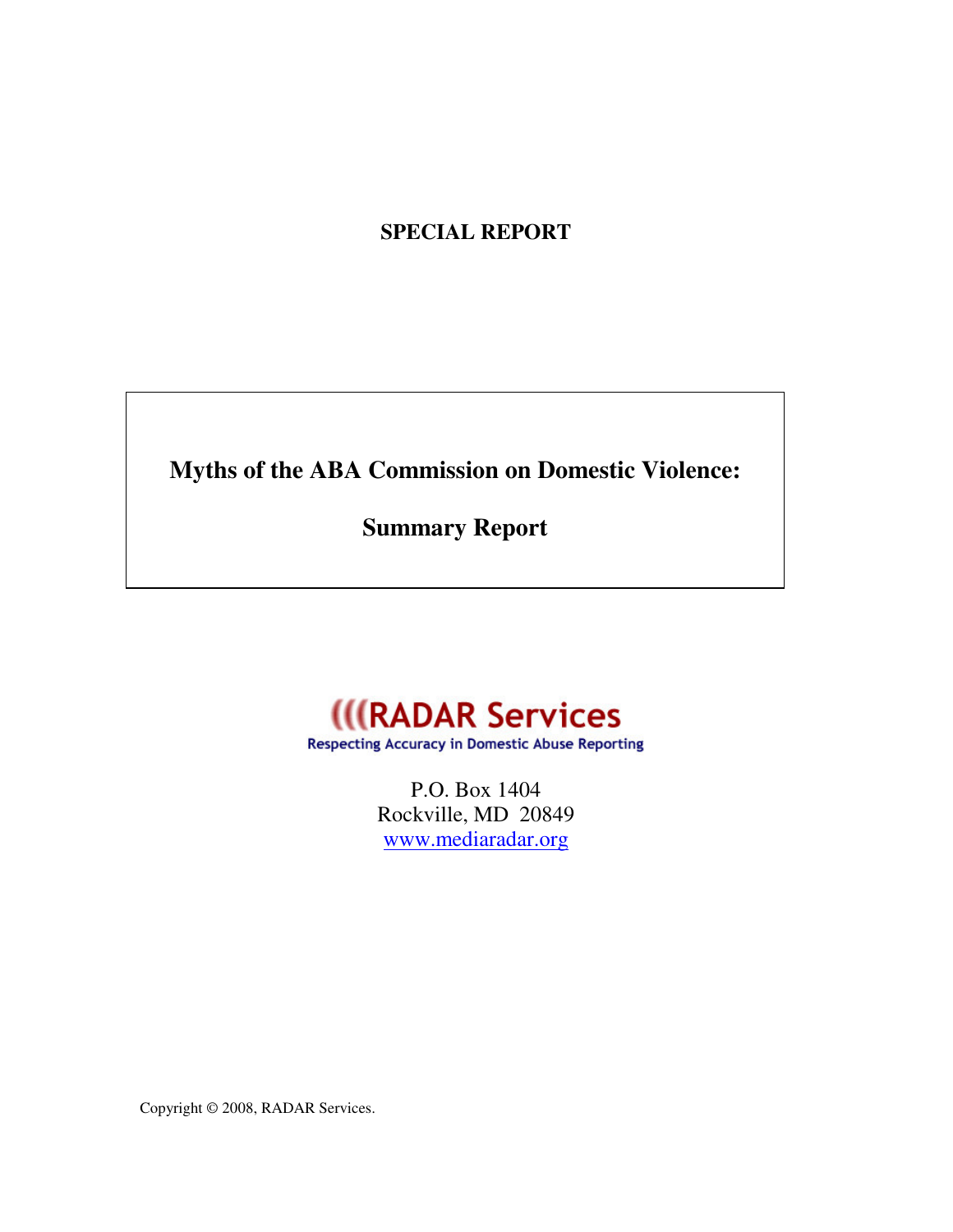**SPECIAL REPORT**

# Myths of the ABA Commission on Domestic Violence:

## Summary Report

(((RADAR Services

Respecting Accuracy in Domestic Abuse Reporting

P.O. Box 1404
Rockville, MD 20849
www.mediaradar.org

Copyright © 2008, RADAR Services.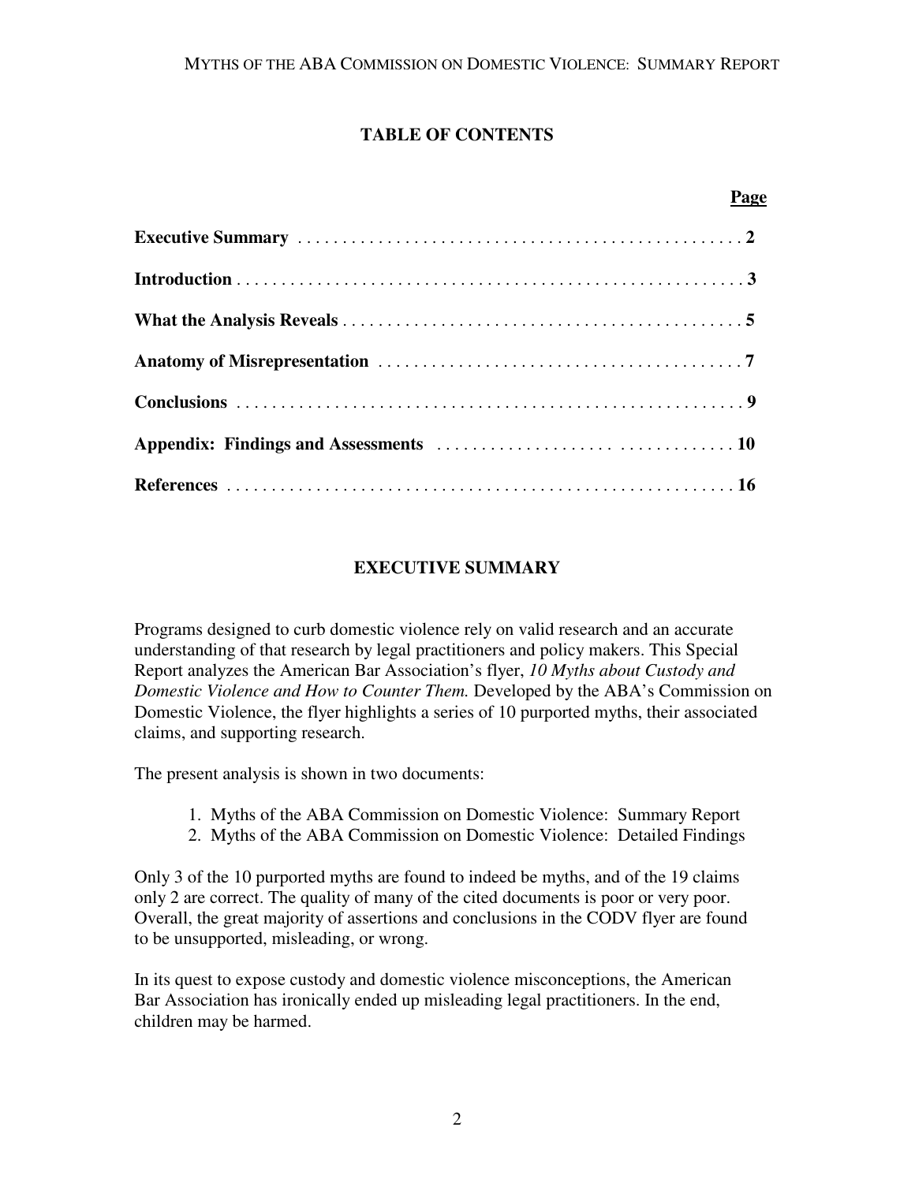## TABLE OF CONTENTS

| | Page |
|---|---|
| **Executive Summary** | 2 |
| **Introduction** | 3 |
| **What the Analysis Reveals** | 5 |
| **Anatomy of Misrepresentation** | 7 |
| **Conclusions** | 9 |
| **Appendix: Findings and Assessments** | 10 |
| **References** | 16 |

## EXECUTIVE SUMMARY

Programs designed to curb domestic violence rely on valid research and an accurate understanding of that research by legal practitioners and policy makers. This Special Report analyzes the American Bar Association's flyer, *10 Myths about Custody and Domestic Violence and How to Counter Them.* Developed by the ABA's Commission on Domestic Violence, the flyer highlights a series of 10 purported myths, their associated claims, and supporting research.

The present analysis is shown in two documents:

1. Myths of the ABA Commission on Domestic Violence: Summary Report
2. Myths of the ABA Commission on Domestic Violence: Detailed Findings

Only 3 of the 10 purported myths are found to indeed be myths, and of the 19 claims only 2 are correct. The quality of many of the cited documents is poor or very poor. Overall, the great majority of assertions and conclusions in the CODV flyer are found to be unsupported, misleading, or wrong.

In its quest to expose custody and domestic violence misconceptions, the American Bar Association has ironically ended up misleading legal practitioners. In the end, children may be harmed.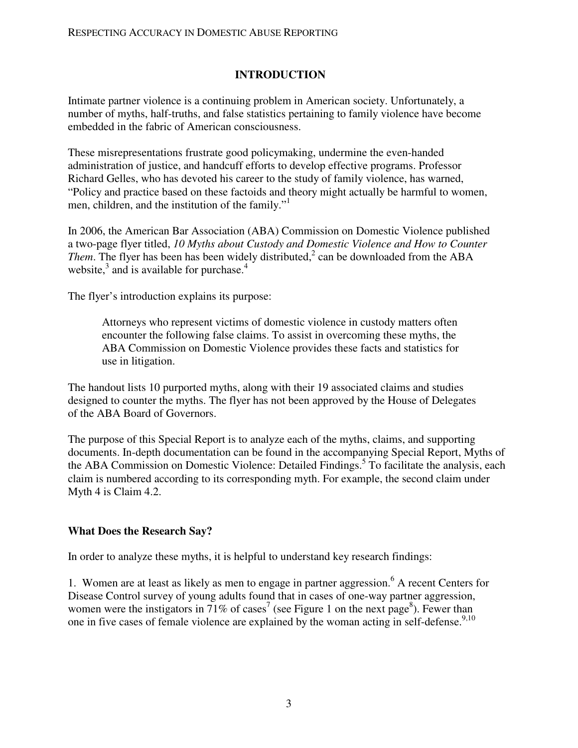## INTRODUCTION

Intimate partner violence is a continuing problem in American society. Unfortunately, a number of myths, half-truths, and false statistics pertaining to family violence have become embedded in the fabric of American consciousness.

These misrepresentations frustrate good policymaking, undermine the even-handed administration of justice, and handcuff efforts to develop effective programs. Professor Richard Gelles, who has devoted his career to the study of family violence, has warned, "Policy and practice based on these factoids and theory might actually be harmful to women, men, children, and the institution of the family."[1]

In 2006, the American Bar Association (ABA) Commission on Domestic Violence published a two-page flyer titled, *10 Myths about Custody and Domestic Violence and How to Counter Them*. The flyer has been has been widely distributed,[2] can be downloaded from the ABA website,[3] and is available for purchase.[4]

The flyer's introduction explains its purpose:

> Attorneys who represent victims of domestic violence in custody matters often encounter the following false claims. To assist in overcoming these myths, the ABA Commission on Domestic Violence provides these facts and statistics for use in litigation.

The handout lists 10 purported myths, along with their 19 associated claims and studies designed to counter the myths. The flyer has not been approved by the House of Delegates of the ABA Board of Governors.

The purpose of this Special Report is to analyze each of the myths, claims, and supporting documents. In-depth documentation can be found in the accompanying Special Report, Myths of the ABA Commission on Domestic Violence: Detailed Findings.[5] To facilitate the analysis, each claim is numbered according to its corresponding myth. For example, the second claim under Myth 4 is Claim 4.2.

### What Does the Research Say?

In order to analyze these myths, it is helpful to understand key research findings:

1. Women are at least as likely as men to engage in partner aggression.[6] A recent Centers for Disease Control survey of young adults found that in cases of one-way partner aggression, women were the instigators in 71% of cases[7] (see Figure 1 on the next page[8]). Fewer than one in five cases of female violence are explained by the woman acting in self-defense.[9,10]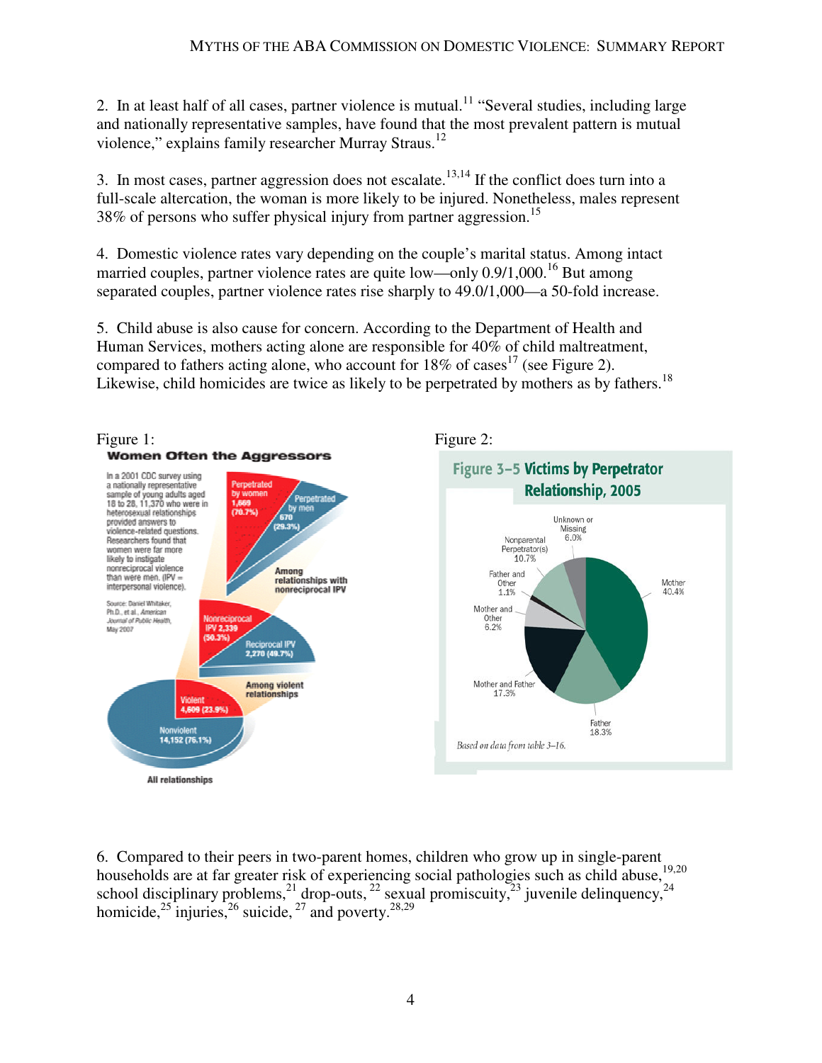2. In at least half of all cases, partner violence is mutual.[11] "Several studies, including large and nationally representative samples, have found that the most prevalent pattern is mutual violence," explains family researcher Murray Straus.[12]

3. In most cases, partner aggression does not escalate.[13,14] If the conflict does turn into a full-scale altercation, the woman is more likely to be injured. Nonetheless, males represent 38% of persons who suffer physical injury from partner aggression.[15]

4. Domestic violence rates vary depending on the couple's marital status. Among intact married couples, partner violence rates are quite low—only 0.9/1,000.[16] But among separated couples, partner violence rates rise sharply to 49.0/1,000—a 50-fold increase.

5. Child abuse is also cause for concern. According to the Department of Health and Human Services, mothers acting alone are responsible for 40% of child maltreatment, compared to fathers acting alone, who account for 18% of cases[17] (see Figure 2). Likewise, child homicides are twice as likely to be perpetrated by mothers as by fathers.[18]

Figure 1:

**Women Often the Aggressors**

In a 2001 CDC survey using a nationally representative sample of young adults aged 18 to 28, 11,370 who were in heterosexual relationships provided answers to violence-related questions. Researchers found that women were far more likely to instigate nonreciprocal violence than were men. (IPV = interpersonal violence).

Source: Daniel Whitaker, Ph.D., et al., *American Journal of Public Health*, May 2007

All relationships: Nonviolent 14,152 (76.1%); Violent 4,609 (23.9%)

Among violent relationships: Nonreciprocal IPV 2,339 (50.3%); Reciprocal IPV 2,270 (49.7%)

Among relationships with nonreciprocal IPV: Perpetrated by women 1,669 (70.7%); Perpetrated by men 670 (29.3%)

Figure 2:

**Figure 3–5 Victims by Perpetrator Relationship, 2005**

Mother 40.4%; Father 18.3%; Mother and Father 17.3%; Mother and Other 6.2%; Father and Other 1.1%; Nonparental Perpetrator(s) 10.7%; Unknown or Missing 6.0%

*Based on data from table 3–16.*

6. Compared to their peers in two-parent homes, children who grow up in single-parent households are at far greater risk of experiencing social pathologies such as child abuse,[19,20] school disciplinary problems,[21] drop-outs,[22] sexual promiscuity,[23] juvenile delinquency,[24] homicide,[25] injuries,[26] suicide,[27] and poverty.[28,29]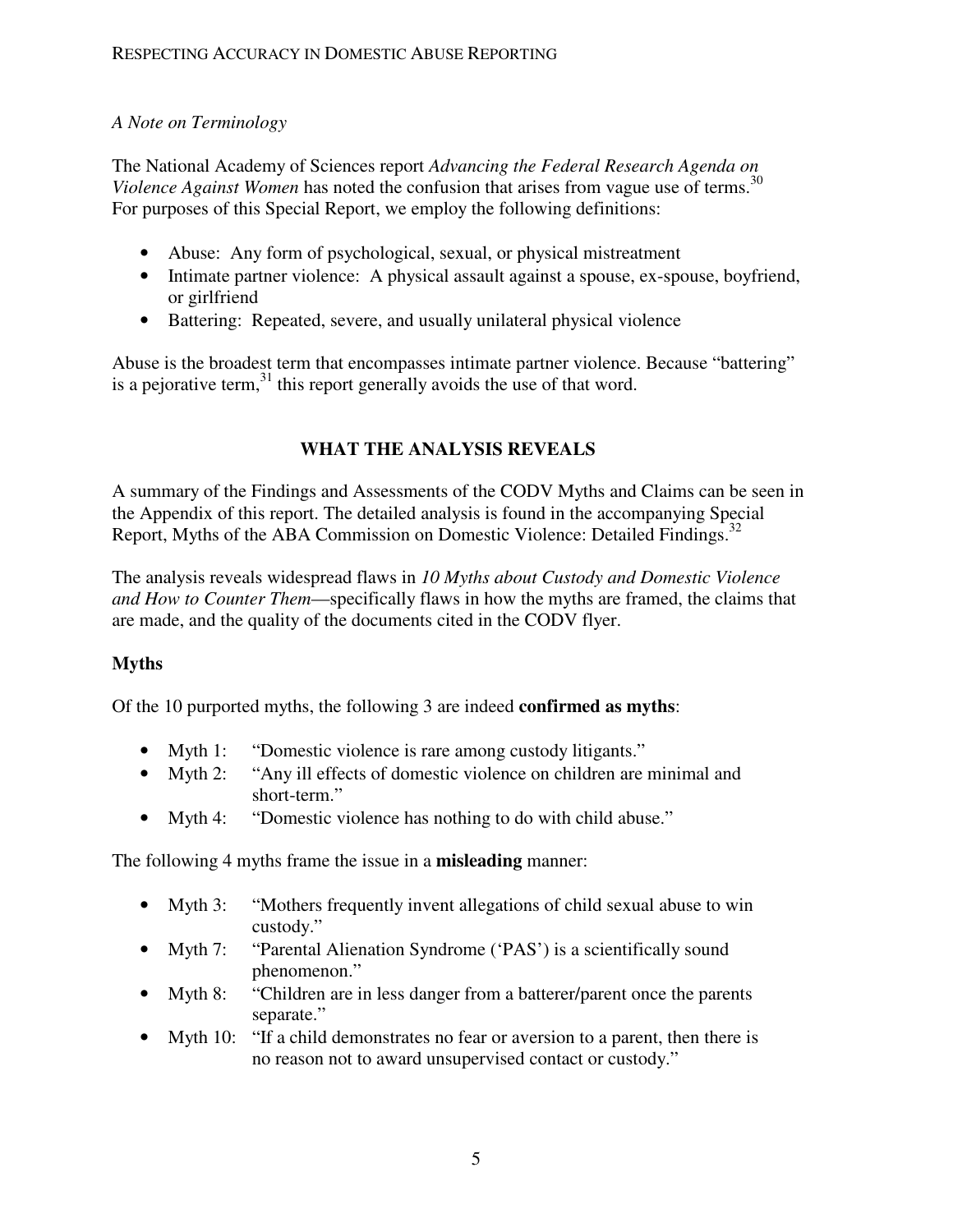*A Note on Terminology*

The National Academy of Sciences report *Advancing the Federal Research Agenda on Violence Against Women* has noted the confusion that arises from vague use of terms.[30] For purposes of this Special Report, we employ the following definitions:

- Abuse: Any form of psychological, sexual, or physical mistreatment
- Intimate partner violence: A physical assault against a spouse, ex-spouse, boyfriend, or girlfriend
- Battering: Repeated, severe, and usually unilateral physical violence

Abuse is the broadest term that encompasses intimate partner violence. Because "battering" is a pejorative term,[31] this report generally avoids the use of that word.

## WHAT THE ANALYSIS REVEALS

A summary of the Findings and Assessments of the CODV Myths and Claims can be seen in the Appendix of this report. The detailed analysis is found in the accompanying Special Report, Myths of the ABA Commission on Domestic Violence: Detailed Findings.[32]

The analysis reveals widespread flaws in *10 Myths about Custody and Domestic Violence and How to Counter Them*—specifically flaws in how the myths are framed, the claims that are made, and the quality of the documents cited in the CODV flyer.

### Myths

Of the 10 purported myths, the following 3 are indeed **confirmed as myths**:

- Myth 1: "Domestic violence is rare among custody litigants."
- Myth 2: "Any ill effects of domestic violence on children are minimal and short-term."
- Myth 4: "Domestic violence has nothing to do with child abuse."

The following 4 myths frame the issue in a **misleading** manner:

- Myth 3: "Mothers frequently invent allegations of child sexual abuse to win custody."
- Myth 7: "Parental Alienation Syndrome ('PAS') is a scientifically sound phenomenon."
- Myth 8: "Children are in less danger from a batterer/parent once the parents separate."
- Myth 10: "If a child demonstrates no fear or aversion to a parent, then there is no reason not to award unsupervised contact or custody."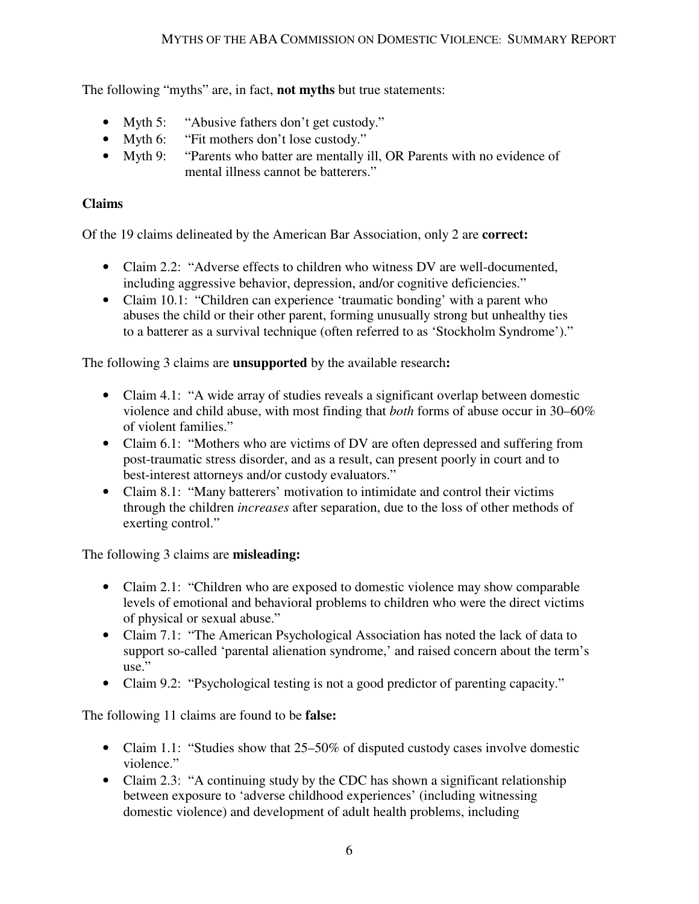The following "myths" are, in fact, **not myths** but true statements:

- Myth 5: "Abusive fathers don't get custody."
- Myth 6: "Fit mothers don't lose custody."
- Myth 9: "Parents who batter are mentally ill, OR Parents with no evidence of mental illness cannot be batterers."

**Claims**

Of the 19 claims delineated by the American Bar Association, only 2 are **correct:**

- Claim 2.2: "Adverse effects to children who witness DV are well-documented, including aggressive behavior, depression, and/or cognitive deficiencies."
- Claim 10.1: "Children can experience 'traumatic bonding' with a parent who abuses the child or their other parent, forming unusually strong but unhealthy ties to a batterer as a survival technique (often referred to as 'Stockholm Syndrome')."

The following 3 claims are **unsupported** by the available research**:**

- Claim 4.1: "A wide array of studies reveals a significant overlap between domestic violence and child abuse, with most finding that *both* forms of abuse occur in 30–60% of violent families."
- Claim 6.1: "Mothers who are victims of DV are often depressed and suffering from post-traumatic stress disorder, and as a result, can present poorly in court and to best-interest attorneys and/or custody evaluators."
- Claim 8.1: "Many batterers' motivation to intimidate and control their victims through the children *increases* after separation, due to the loss of other methods of exerting control."

The following 3 claims are **misleading:**

- Claim 2.1: "Children who are exposed to domestic violence may show comparable levels of emotional and behavioral problems to children who were the direct victims of physical or sexual abuse."
- Claim 7.1: "The American Psychological Association has noted the lack of data to support so-called 'parental alienation syndrome,' and raised concern about the term's use."
- Claim 9.2: "Psychological testing is not a good predictor of parenting capacity."

The following 11 claims are found to be **false:**

- Claim 1.1: "Studies show that 25–50% of disputed custody cases involve domestic violence."
- Claim 2.3: "A continuing study by the CDC has shown a significant relationship between exposure to 'adverse childhood experiences' (including witnessing domestic violence) and development of adult health problems, including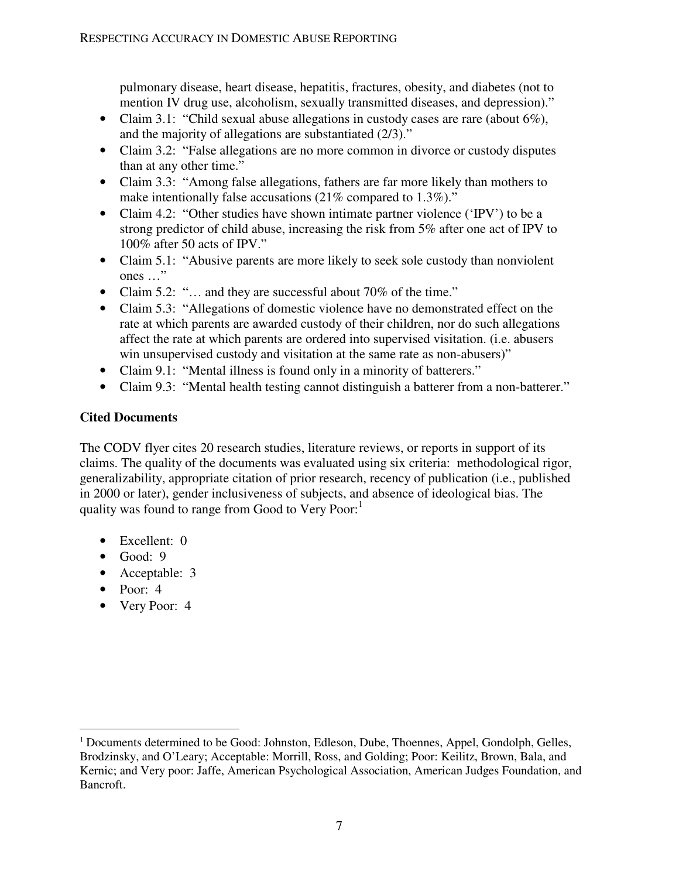pulmonary disease, heart disease, hepatitis, fractures, obesity, and diabetes (not to mention IV drug use, alcoholism, sexually transmitted diseases, and depression)."

- Claim 3.1: "Child sexual abuse allegations in custody cases are rare (about 6%), and the majority of allegations are substantiated (2/3)."
- Claim 3.2: "False allegations are no more common in divorce or custody disputes than at any other time."
- Claim 3.3: "Among false allegations, fathers are far more likely than mothers to make intentionally false accusations (21% compared to 1.3%)."
- Claim 4.2: "Other studies have shown intimate partner violence ('IPV') to be a strong predictor of child abuse, increasing the risk from 5% after one act of IPV to 100% after 50 acts of IPV."
- Claim 5.1: "Abusive parents are more likely to seek sole custody than nonviolent ones …"
- Claim 5.2: "… and they are successful about 70% of the time."
- Claim 5.3: "Allegations of domestic violence have no demonstrated effect on the rate at which parents are awarded custody of their children, nor do such allegations affect the rate at which parents are ordered into supervised visitation. (i.e. abusers win unsupervised custody and visitation at the same rate as non-abusers)"
- Claim 9.1: "Mental illness is found only in a minority of batterers."
- Claim 9.3: "Mental health testing cannot distinguish a batterer from a non-batterer."

**Cited Documents**

The CODV flyer cites 20 research studies, literature reviews, or reports in support of its claims. The quality of the documents was evaluated using six criteria: methodological rigor, generalizability, appropriate citation of prior research, recency of publication (i.e., published in 2000 or later), gender inclusiveness of subjects, and absence of ideological bias. The quality was found to range from Good to Very Poor:[1]

- Excellent: 0
- Good: 9
- Acceptable: 3
- Poor: 4
- Very Poor: 4

[1] Documents determined to be Good: Johnston, Edleson, Dube, Thoennes, Appel, Gondolph, Gelles, Brodzinsky, and O'Leary; Acceptable: Morrill, Ross, and Golding; Poor: Keilitz, Brown, Bala, and Kernic; and Very poor: Jaffe, American Psychological Association, American Judges Foundation, and Bancroft.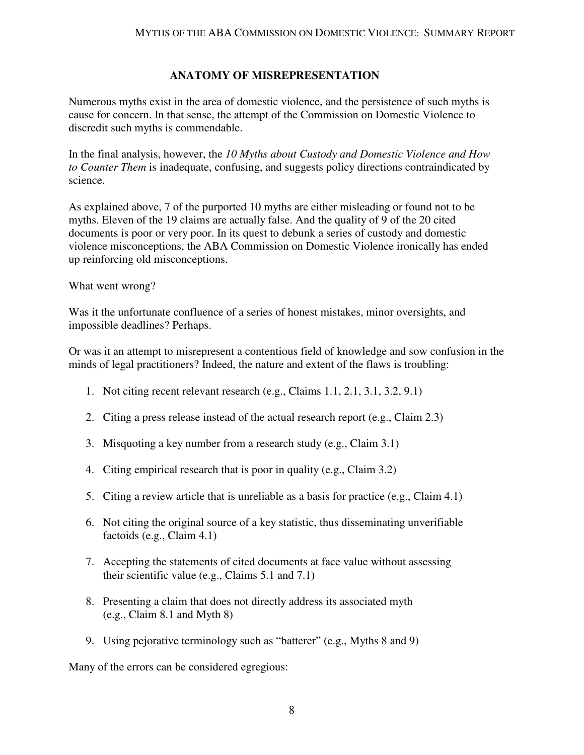## ANATOMY OF MISREPRESENTATION

Numerous myths exist in the area of domestic violence, and the persistence of such myths is cause for concern. In that sense, the attempt of the Commission on Domestic Violence to discredit such myths is commendable.

In the final analysis, however, the *10 Myths about Custody and Domestic Violence and How to Counter Them* is inadequate, confusing, and suggests policy directions contraindicated by science.

As explained above, 7 of the purported 10 myths are either misleading or found not to be myths. Eleven of the 19 claims are actually false. And the quality of 9 of the 20 cited documents is poor or very poor. In its quest to debunk a series of custody and domestic violence misconceptions, the ABA Commission on Domestic Violence ironically has ended up reinforcing old misconceptions.

What went wrong?

Was it the unfortunate confluence of a series of honest mistakes, minor oversights, and impossible deadlines? Perhaps.

Or was it an attempt to misrepresent a contentious field of knowledge and sow confusion in the minds of legal practitioners? Indeed, the nature and extent of the flaws is troubling:

1. Not citing recent relevant research (e.g., Claims 1.1, 2.1, 3.1, 3.2, 9.1)
2. Citing a press release instead of the actual research report (e.g., Claim 2.3)
3. Misquoting a key number from a research study (e.g., Claim 3.1)
4. Citing empirical research that is poor in quality (e.g., Claim 3.2)
5. Citing a review article that is unreliable as a basis for practice (e.g., Claim 4.1)
6. Not citing the original source of a key statistic, thus disseminating unverifiable factoids (e.g., Claim 4.1)
7. Accepting the statements of cited documents at face value without assessing their scientific value (e.g., Claims 5.1 and 7.1)
8. Presenting a claim that does not directly address its associated myth (e.g., Claim 8.1 and Myth 8)
9. Using pejorative terminology such as "batterer" (e.g., Myths 8 and 9)

Many of the errors can be considered egregious: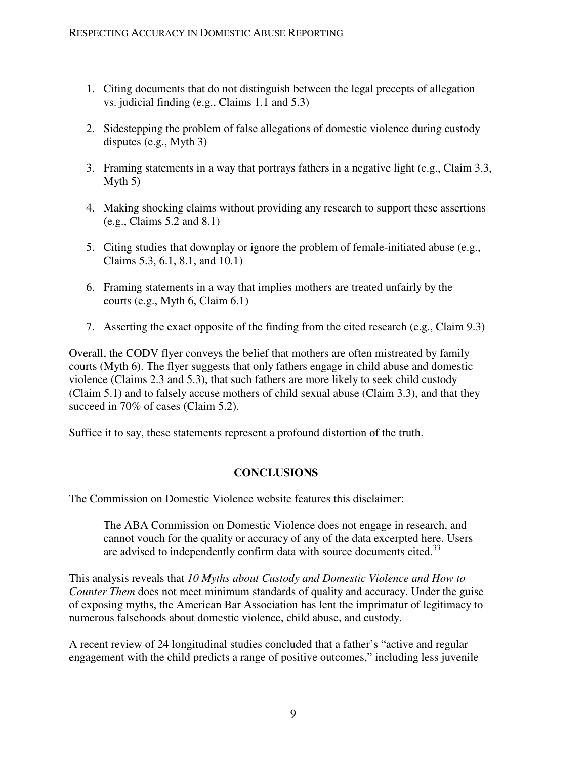1. Citing documents that do not distinguish between the legal precepts of allegation vs. judicial finding (e.g., Claims 1.1 and 5.3)

2. Sidestepping the problem of false allegations of domestic violence during custody disputes (e.g., Myth 3)

3. Framing statements in a way that portrays fathers in a negative light (e.g., Claim 3.3, Myth 5)

4. Making shocking claims without providing any research to support these assertions (e.g., Claims 5.2 and 8.1)

5. Citing studies that downplay or ignore the problem of female-initiated abuse (e.g., Claims 5.3, 6.1, 8.1, and 10.1)

6. Framing statements in a way that implies mothers are treated unfairly by the courts (e.g., Myth 6, Claim 6.1)

7. Asserting the exact opposite of the finding from the cited research (e.g., Claim 9.3)

Overall, the CODV flyer conveys the belief that mothers are often mistreated by family courts (Myth 6). The flyer suggests that only fathers engage in child abuse and domestic violence (Claims 2.3 and 5.3), that such fathers are more likely to seek child custody (Claim 5.1) and to falsely accuse mothers of child sexual abuse (Claim 3.3), and that they succeed in 70% of cases (Claim 5.2).

Suffice it to say, these statements represent a profound distortion of the truth.

## CONCLUSIONS

The Commission on Domestic Violence website features this disclaimer:

> The ABA Commission on Domestic Violence does not engage in research, and cannot vouch for the quality or accuracy of any of the data excerpted here. Users are advised to independently confirm data with source documents cited.[33]

This analysis reveals that *10 Myths about Custody and Domestic Violence and How to Counter Them* does not meet minimum standards of quality and accuracy. Under the guise of exposing myths, the American Bar Association has lent the imprimatur of legitimacy to numerous falsehoods about domestic violence, child abuse, and custody.

A recent review of 24 longitudinal studies concluded that a father's "active and regular engagement with the child predicts a range of positive outcomes," including less juvenile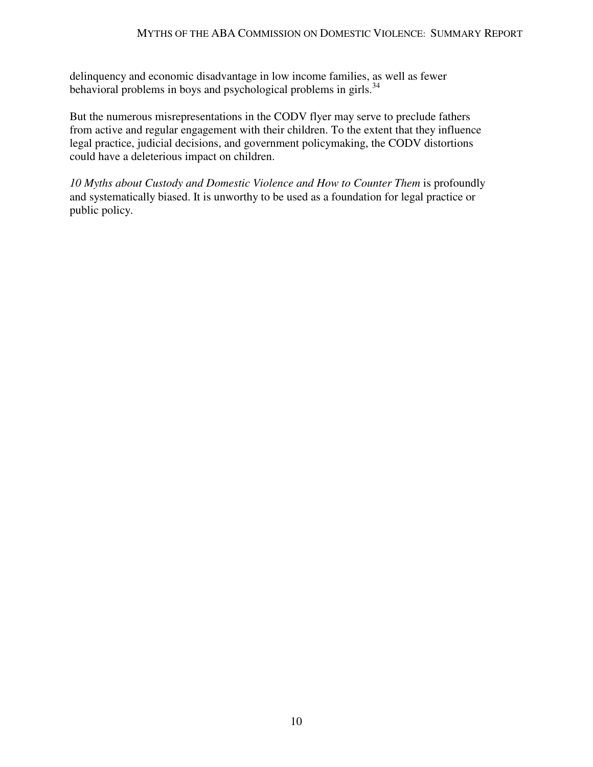delinquency and economic disadvantage in low income families, as well as fewer behavioral problems in boys and psychological problems in girls.[34]

But the numerous misrepresentations in the CODV flyer may serve to preclude fathers from active and regular engagement with their children. To the extent that they influence legal practice, judicial decisions, and government policymaking, the CODV distortions could have a deleterious impact on children.

*10 Myths about Custody and Domestic Violence and How to Counter Them* is profoundly and systematically biased. It is unworthy to be used as a foundation for legal practice or public policy.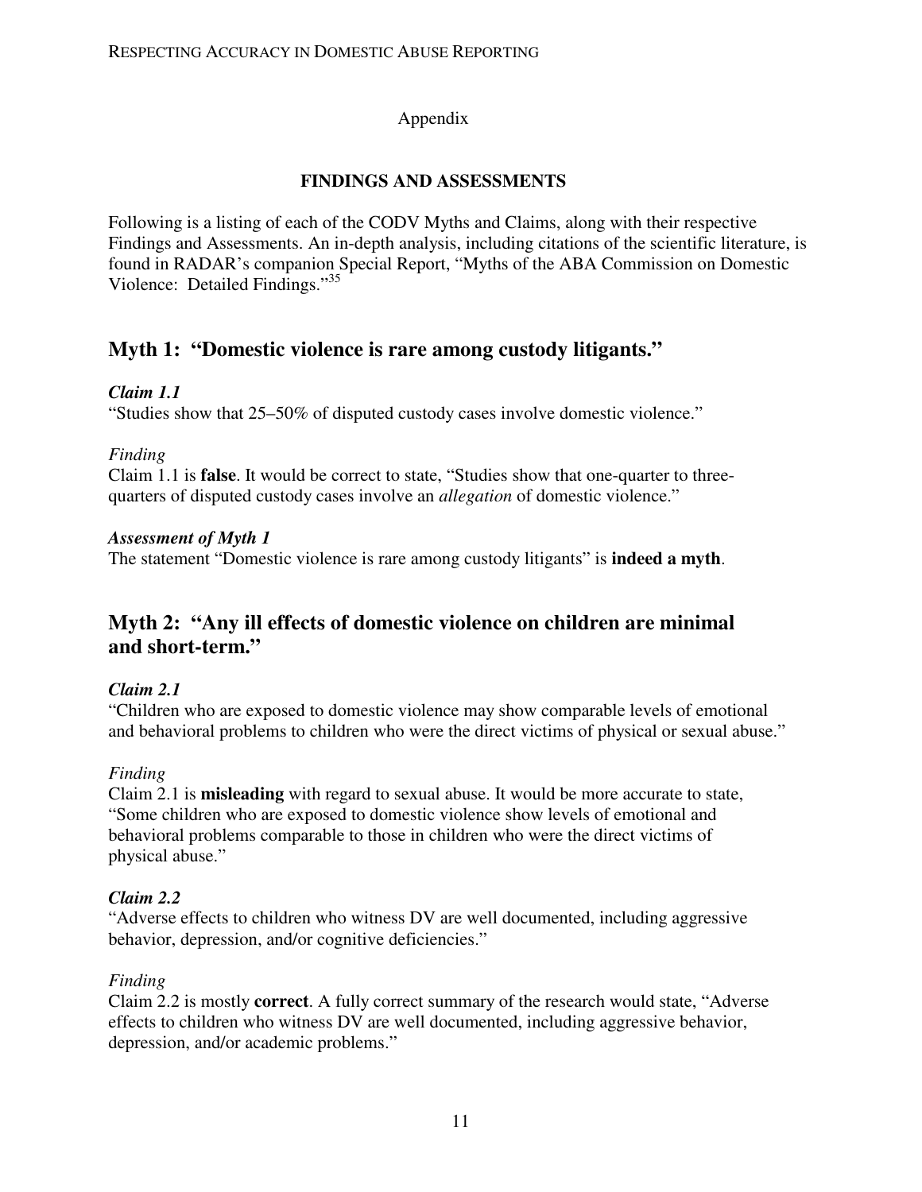## Appendix

### FINDINGS AND ASSESSMENTS

Following is a listing of each of the CODV Myths and Claims, along with their respective Findings and Assessments. An in-depth analysis, including citations of the scientific literature, is found in RADAR's companion Special Report, "Myths of the ABA Commission on Domestic Violence: Detailed Findings."[35]

## Myth 1: "Domestic violence is rare among custody litigants."

***Claim 1.1***

"Studies show that 25–50% of disputed custody cases involve domestic violence."

*Finding*

Claim 1.1 is **false**. It would be correct to state, "Studies show that one-quarter to three-quarters of disputed custody cases involve an *allegation* of domestic violence."

***Assessment of Myth 1***

The statement "Domestic violence is rare among custody litigants" is **indeed a myth**.

## Myth 2: "Any ill effects of domestic violence on children are minimal and short-term."

***Claim 2.1***

"Children who are exposed to domestic violence may show comparable levels of emotional and behavioral problems to children who were the direct victims of physical or sexual abuse."

*Finding*

Claim 2.1 is **misleading** with regard to sexual abuse. It would be more accurate to state, "Some children who are exposed to domestic violence show levels of emotional and behavioral problems comparable to those in children who were the direct victims of physical abuse."

***Claim 2.2***

"Adverse effects to children who witness DV are well documented, including aggressive behavior, depression, and/or cognitive deficiencies."

*Finding*

Claim 2.2 is mostly **correct**. A fully correct summary of the research would state, "Adverse effects to children who witness DV are well documented, including aggressive behavior, depression, and/or academic problems."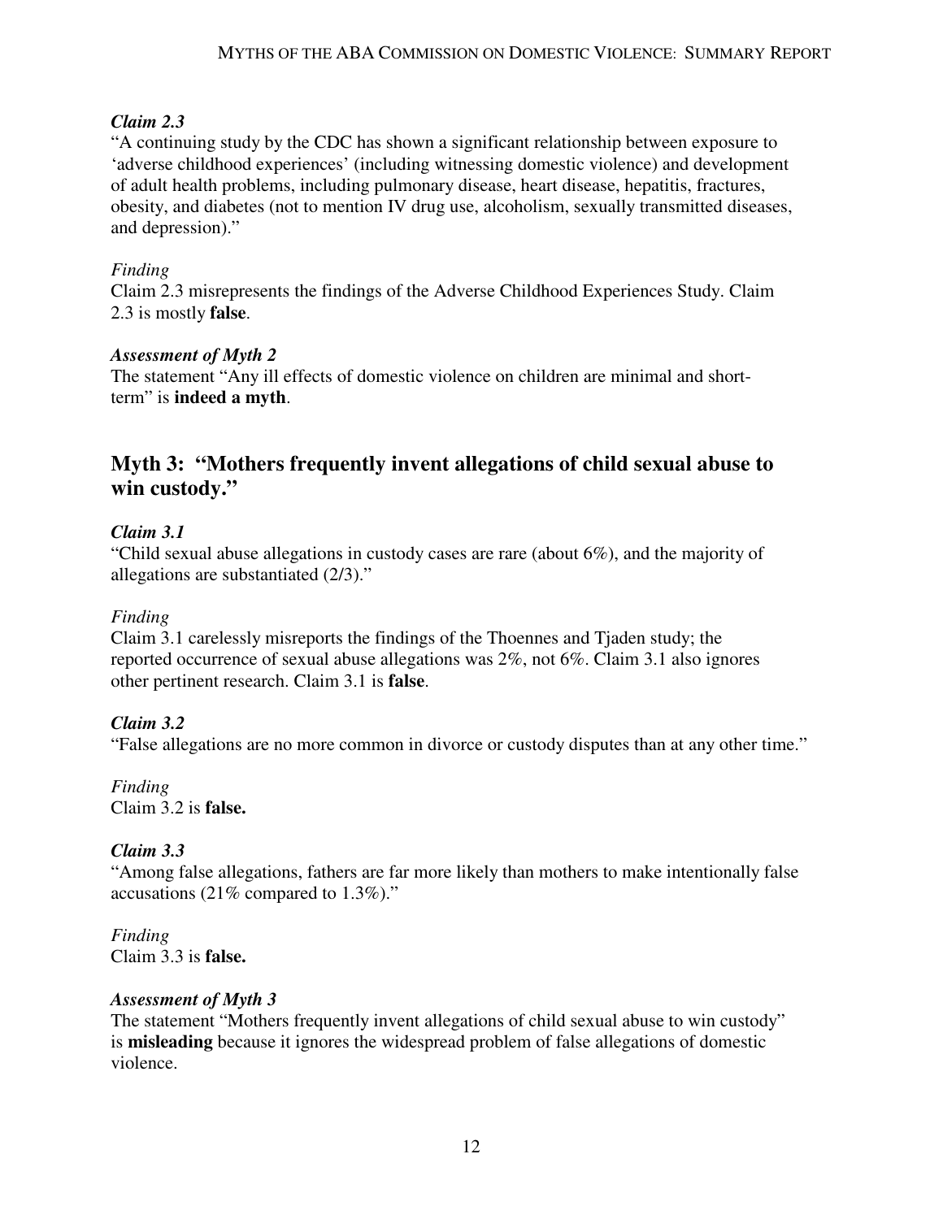*Claim 2.3*

"A continuing study by the CDC has shown a significant relationship between exposure to 'adverse childhood experiences' (including witnessing domestic violence) and development of adult health problems, including pulmonary disease, heart disease, hepatitis, fractures, obesity, and diabetes (not to mention IV drug use, alcoholism, sexually transmitted diseases, and depression)."

*Finding*

Claim 2.3 misrepresents the findings of the Adverse Childhood Experiences Study. Claim 2.3 is mostly **false**.

***Assessment of Myth 2***

The statement "Any ill effects of domestic violence on children are minimal and short-term" is **indeed a myth**.

## Myth 3: "Mothers frequently invent allegations of child sexual abuse to win custody."

*Claim 3.1*

"Child sexual abuse allegations in custody cases are rare (about 6%), and the majority of allegations are substantiated (2/3)."

*Finding*

Claim 3.1 carelessly misreports the findings of the Thoennes and Tjaden study; the reported occurrence of sexual abuse allegations was 2%, not 6%. Claim 3.1 also ignores other pertinent research. Claim 3.1 is **false**.

*Claim 3.2*

"False allegations are no more common in divorce or custody disputes than at any other time."

*Finding*

Claim 3.2 is **false.**

*Claim 3.3*

"Among false allegations, fathers are far more likely than mothers to make intentionally false accusations (21% compared to 1.3%)."

*Finding*

Claim 3.3 is **false.**

***Assessment of Myth 3***

The statement "Mothers frequently invent allegations of child sexual abuse to win custody" is **misleading** because it ignores the widespread problem of false allegations of domestic violence.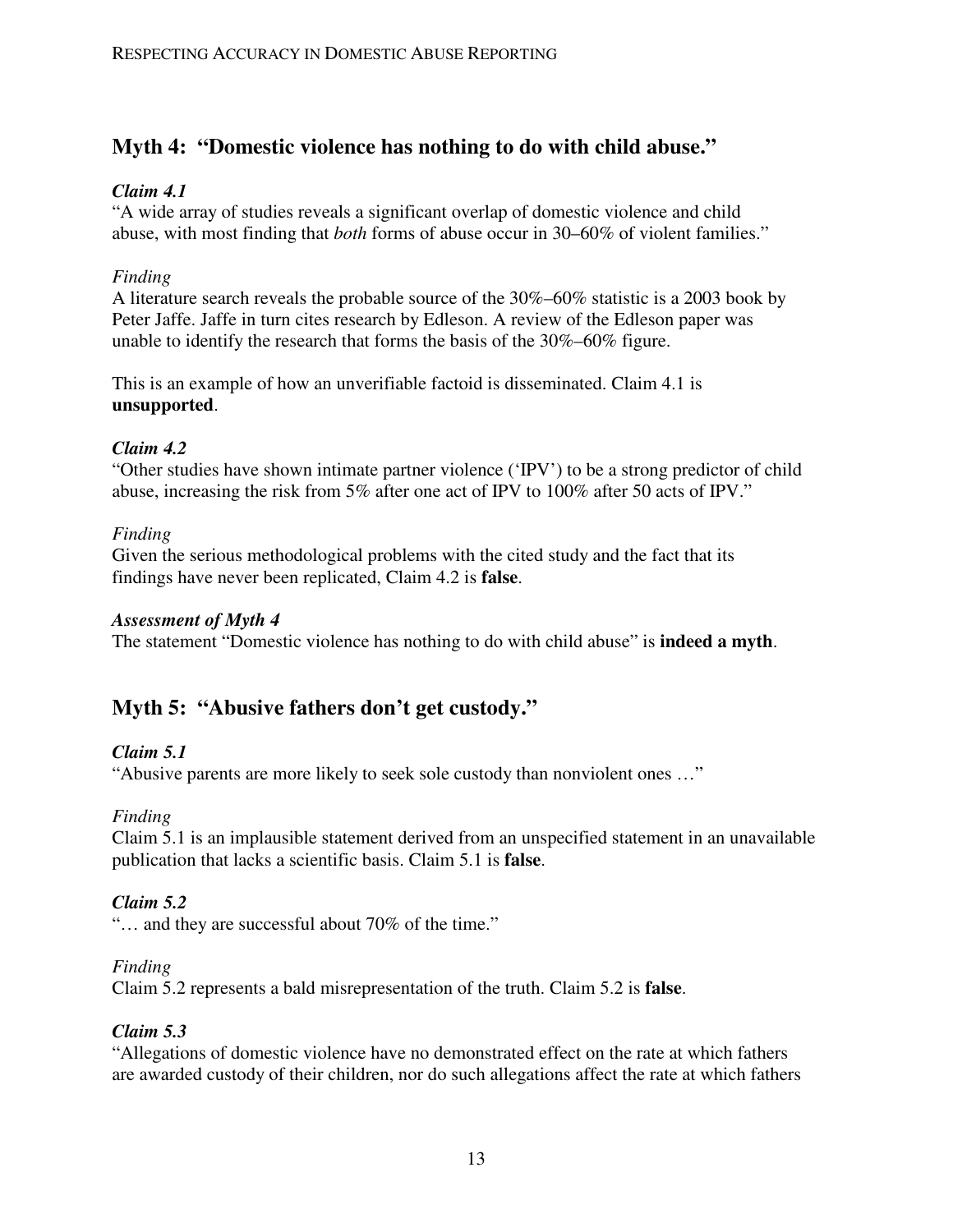## Myth 4: "Domestic violence has nothing to do with child abuse."

***Claim 4.1***

"A wide array of studies reveals a significant overlap of domestic violence and child abuse, with most finding that *both* forms of abuse occur in 30–60% of violent families."

*Finding*

A literature search reveals the probable source of the 30%–60% statistic is a 2003 book by Peter Jaffe. Jaffe in turn cites research by Edleson. A review of the Edleson paper was unable to identify the research that forms the basis of the 30%–60% figure.

This is an example of how an unverifiable factoid is disseminated. Claim 4.1 is **unsupported**.

***Claim 4.2***

"Other studies have shown intimate partner violence ('IPV') to be a strong predictor of child abuse, increasing the risk from 5% after one act of IPV to 100% after 50 acts of IPV."

*Finding*

Given the serious methodological problems with the cited study and the fact that its findings have never been replicated, Claim 4.2 is **false**.

***Assessment of Myth 4***

The statement "Domestic violence has nothing to do with child abuse" is **indeed a myth**.

## Myth 5: "Abusive fathers don't get custody."

***Claim 5.1***

"Abusive parents are more likely to seek sole custody than nonviolent ones …"

*Finding*

Claim 5.1 is an implausible statement derived from an unspecified statement in an unavailable publication that lacks a scientific basis. Claim 5.1 is **false**.

***Claim 5.2***

"… and they are successful about 70% of the time."

*Finding*

Claim 5.2 represents a bald misrepresentation of the truth. Claim 5.2 is **false**.

***Claim 5.3***

"Allegations of domestic violence have no demonstrated effect on the rate at which fathers are awarded custody of their children, nor do such allegations affect the rate at which fathers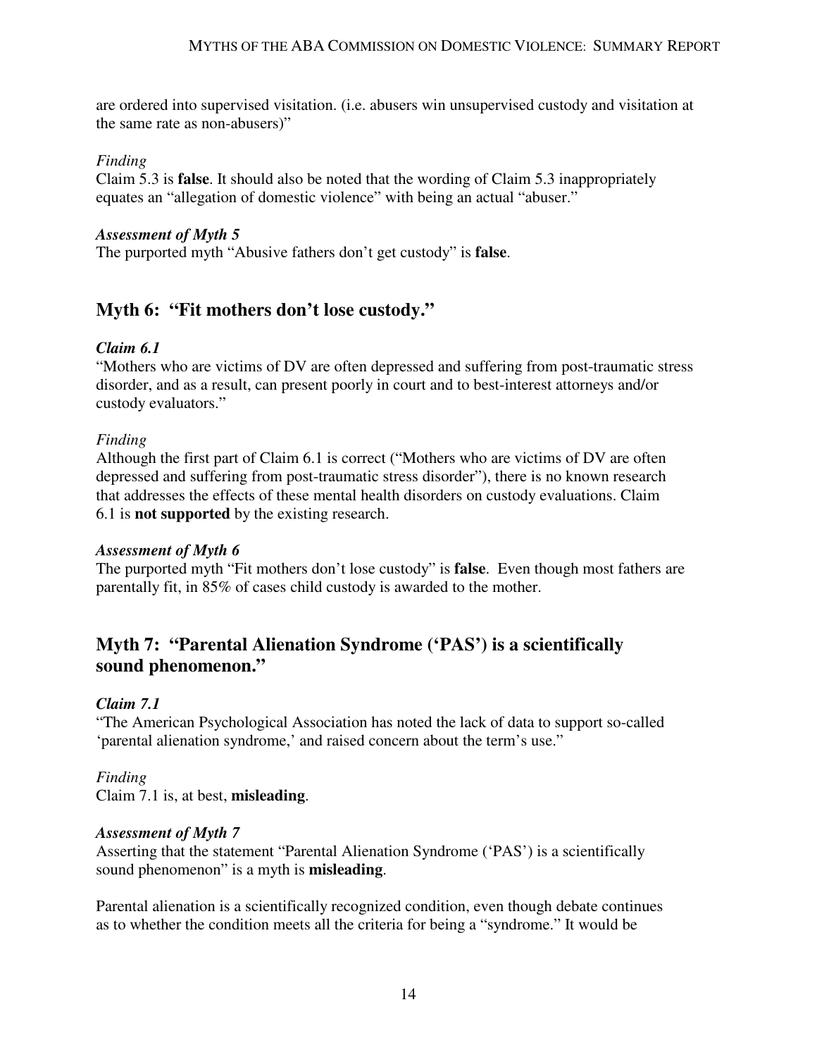are ordered into supervised visitation. (i.e. abusers win unsupervised custody and visitation at the same rate as non-abusers)"

*Finding*
Claim 5.3 is **false**. It should also be noted that the wording of Claim 5.3 inappropriately equates an "allegation of domestic violence" with being an actual "abuser."

***Assessment of Myth 5***
The purported myth "Abusive fathers don't get custody" is **false**.

## Myth 6: "Fit mothers don't lose custody."

***Claim 6.1***
"Mothers who are victims of DV are often depressed and suffering from post-traumatic stress disorder, and as a result, can present poorly in court and to best-interest attorneys and/or custody evaluators."

*Finding*
Although the first part of Claim 6.1 is correct ("Mothers who are victims of DV are often depressed and suffering from post-traumatic stress disorder"), there is no known research that addresses the effects of these mental health disorders on custody evaluations. Claim 6.1 is **not supported** by the existing research.

***Assessment of Myth 6***
The purported myth "Fit mothers don't lose custody" is **false**. Even though most fathers are parentally fit, in 85% of cases child custody is awarded to the mother.

## Myth 7: "Parental Alienation Syndrome ('PAS') is a scientifically sound phenomenon."

***Claim 7.1***
"The American Psychological Association has noted the lack of data to support so-called 'parental alienation syndrome,' and raised concern about the term's use."

*Finding*
Claim 7.1 is, at best, **misleading**.

***Assessment of Myth 7***
Asserting that the statement "Parental Alienation Syndrome ('PAS') is a scientifically sound phenomenon" is a myth is **misleading**.

Parental alienation is a scientifically recognized condition, even though debate continues as to whether the condition meets all the criteria for being a "syndrome." It would be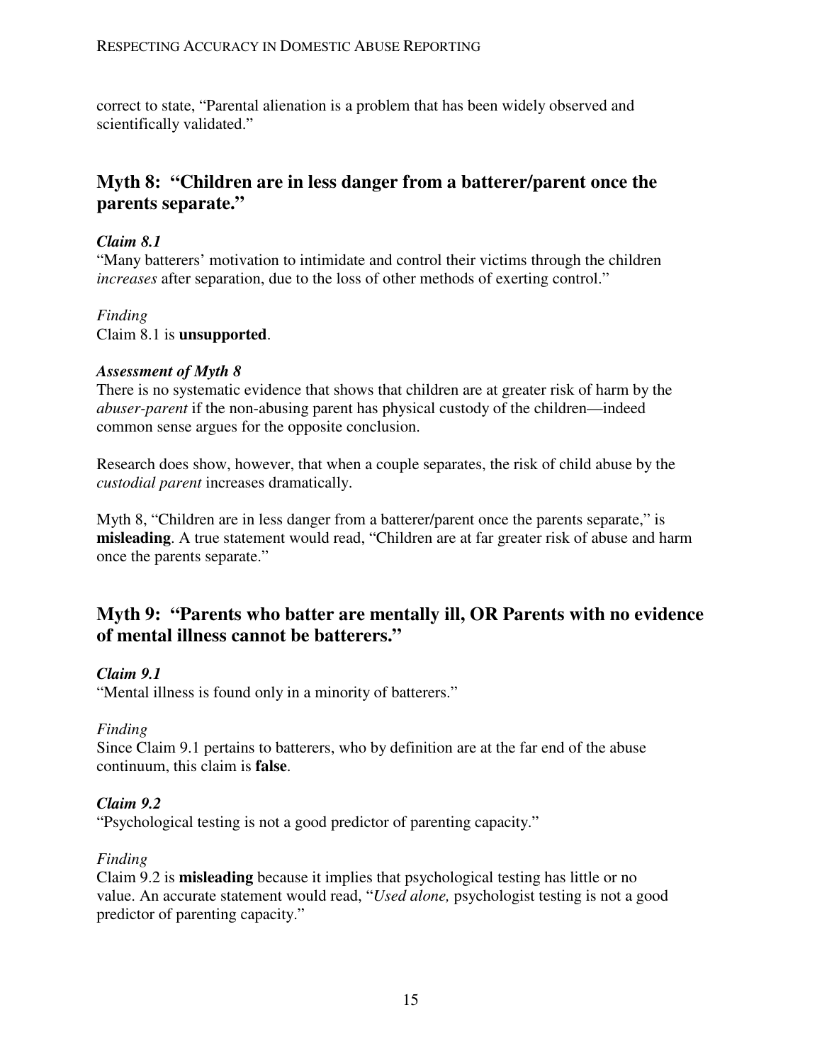correct to state, "Parental alienation is a problem that has been widely observed and scientifically validated."

## Myth 8: "Children are in less danger from a batterer/parent once the parents separate."

***Claim 8.1***
"Many batterers' motivation to intimidate and control their victims through the children *increases* after separation, due to the loss of other methods of exerting control."

*Finding*
Claim 8.1 is **unsupported**.

***Assessment of Myth 8***
There is no systematic evidence that shows that children are at greater risk of harm by the *abuser-parent* if the non-abusing parent has physical custody of the children—indeed common sense argues for the opposite conclusion.

Research does show, however, that when a couple separates, the risk of child abuse by the *custodial parent* increases dramatically.

Myth 8, "Children are in less danger from a batterer/parent once the parents separate," is **misleading**. A true statement would read, "Children are at far greater risk of abuse and harm once the parents separate."

## Myth 9: "Parents who batter are mentally ill, OR Parents with no evidence of mental illness cannot be batterers."

***Claim 9.1***
"Mental illness is found only in a minority of batterers."

*Finding*
Since Claim 9.1 pertains to batterers, who by definition are at the far end of the abuse continuum, this claim is **false**.

***Claim 9.2***
"Psychological testing is not a good predictor of parenting capacity."

*Finding*
Claim 9.2 is **misleading** because it implies that psychological testing has little or no value. An accurate statement would read, "*Used alone,* psychologist testing is not a good predictor of parenting capacity."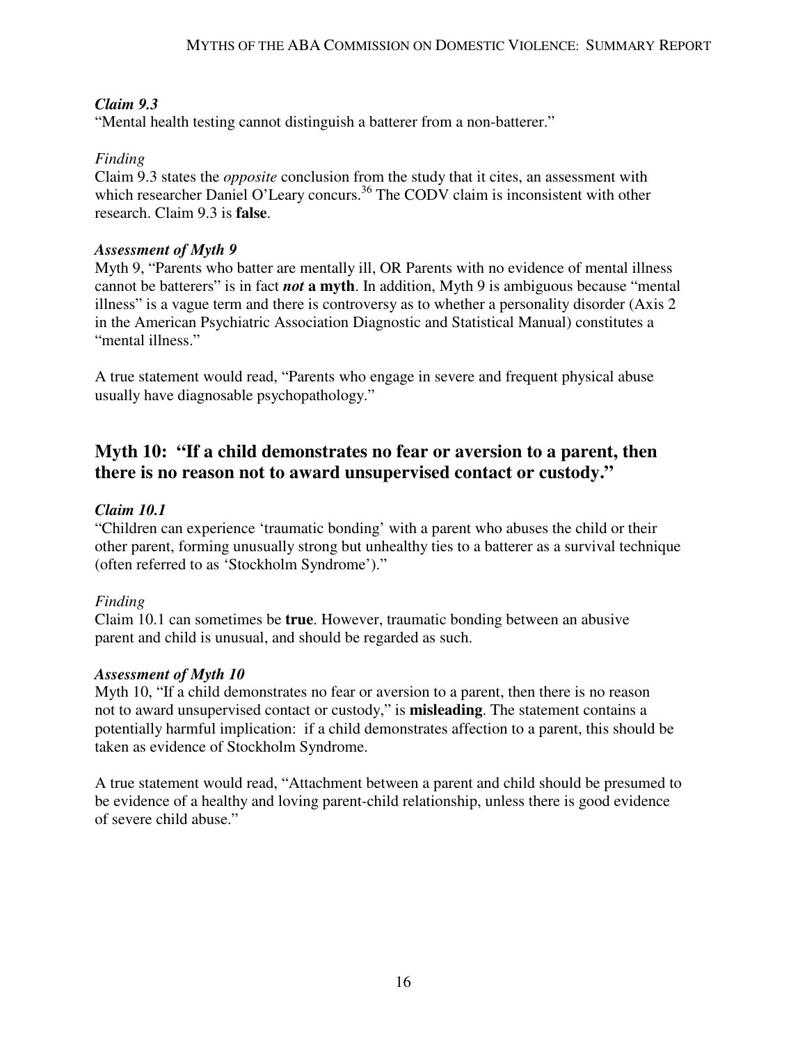***Claim 9.3***

"Mental health testing cannot distinguish a batterer from a non-batterer."

*Finding*

Claim 9.3 states the *opposite* conclusion from the study that it cites, an assessment with which researcher Daniel O'Leary concurs.[36] The CODV claim is inconsistent with other research. Claim 9.3 is **false**.

***Assessment of Myth 9***

Myth 9, "Parents who batter are mentally ill, OR Parents with no evidence of mental illness cannot be batterers" is in fact ***not* a myth**. In addition, Myth 9 is ambiguous because "mental illness" is a vague term and there is controversy as to whether a personality disorder (Axis 2 in the American Psychiatric Association Diagnostic and Statistical Manual) constitutes a "mental illness."

A true statement would read, "Parents who engage in severe and frequent physical abuse usually have diagnosable psychopathology."

## Myth 10: "If a child demonstrates no fear or aversion to a parent, then there is no reason not to award unsupervised contact or custody."

***Claim 10.1***

"Children can experience 'traumatic bonding' with a parent who abuses the child or their other parent, forming unusually strong but unhealthy ties to a batterer as a survival technique (often referred to as 'Stockholm Syndrome')."

*Finding*

Claim 10.1 can sometimes be **true**. However, traumatic bonding between an abusive parent and child is unusual, and should be regarded as such.

***Assessment of Myth 10***

Myth 10, "If a child demonstrates no fear or aversion to a parent, then there is no reason not to award unsupervised contact or custody," is **misleading**. The statement contains a potentially harmful implication: if a child demonstrates affection to a parent, this should be taken as evidence of Stockholm Syndrome.

A true statement would read, "Attachment between a parent and child should be presumed to be evidence of a healthy and loving parent-child relationship, unless there is good evidence of severe child abuse."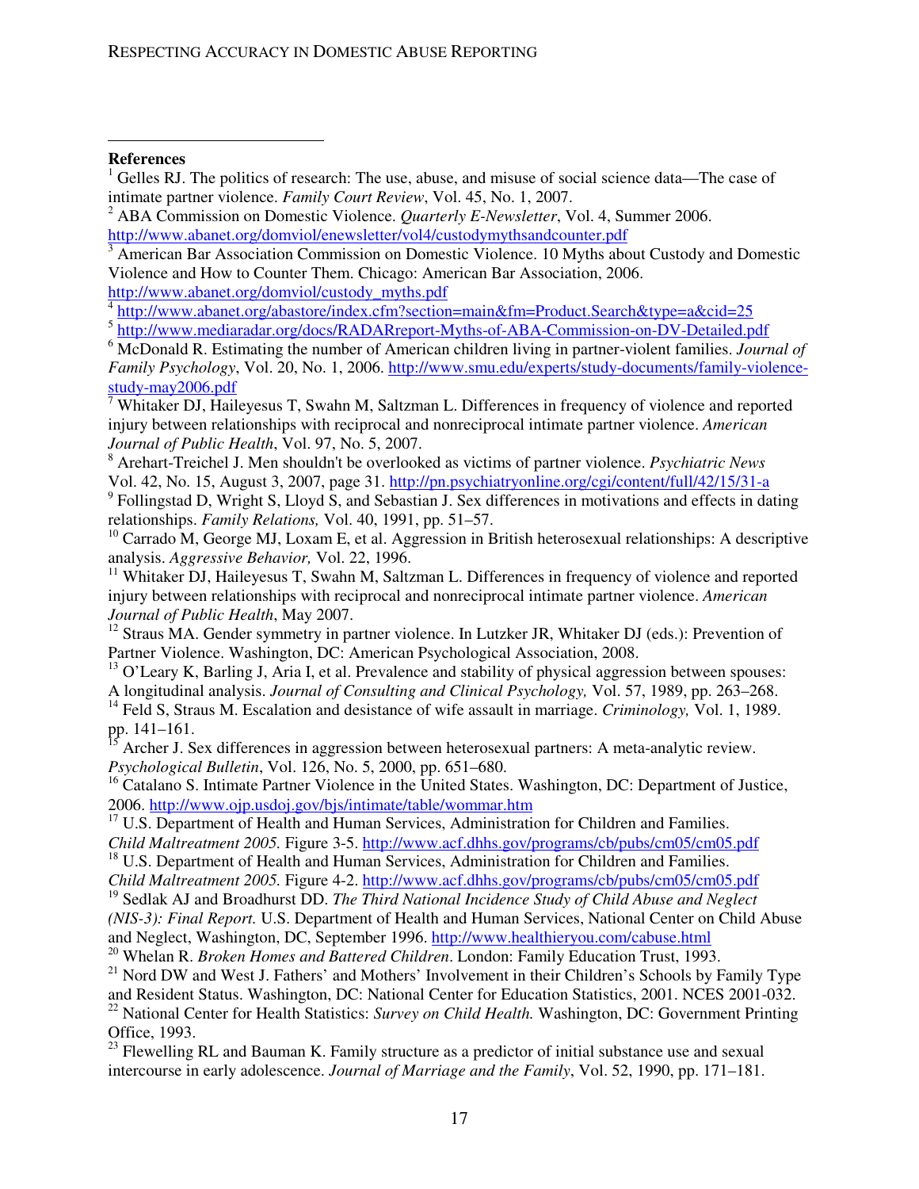**References**

[1] Gelles RJ. The politics of research: The use, abuse, and misuse of social science data—The case of intimate partner violence. *Family Court Review*, Vol. 45, No. 1, 2007.

[2] ABA Commission on Domestic Violence. *Quarterly E-Newsletter*, Vol. 4, Summer 2006. http://www.abanet.org/domviol/enewsletter/vol4/custodymythsandcounter.pdf

[3] American Bar Association Commission on Domestic Violence. 10 Myths about Custody and Domestic Violence and How to Counter Them. Chicago: American Bar Association, 2006. http://www.abanet.org/domviol/custody_myths.pdf

[4] http://www.abanet.org/abastore/index.cfm?section=main&fm=Product.Search&type=a&cid=25

[5] http://www.mediaradar.org/docs/RADARreport-Myths-of-ABA-Commission-on-DV-Detailed.pdf

[6] McDonald R. Estimating the number of American children living in partner-violent families. *Journal of Family Psychology*, Vol. 20, No. 1, 2006. http://www.smu.edu/experts/study-documents/family-violence-study-may2006.pdf

[7] Whitaker DJ, Haileyesus T, Swahn M, Saltzman L. Differences in frequency of violence and reported injury between relationships with reciprocal and nonreciprocal intimate partner violence. *American Journal of Public Health*, Vol. 97, No. 5, 2007.

[8] Arehart-Treichel J. Men shouldn't be overlooked as victims of partner violence. *Psychiatric News* Vol. 42, No. 15, August 3, 2007, page 31. http://pn.psychiatryonline.org/cgi/content/full/42/15/31-a

[9] Follingstad D, Wright S, Lloyd S, and Sebastian J. Sex differences in motivations and effects in dating relationships. *Family Relations,* Vol. 40, 1991, pp. 51–57.

[10] Carrado M, George MJ, Loxam E, et al. Aggression in British heterosexual relationships: A descriptive analysis. *Aggressive Behavior,* Vol. 22, 1996.

[11] Whitaker DJ, Haileyesus T, Swahn M, Saltzman L. Differences in frequency of violence and reported injury between relationships with reciprocal and nonreciprocal intimate partner violence. *American Journal of Public Health*, May 2007.

[12] Straus MA. Gender symmetry in partner violence. In Lutzker JR, Whitaker DJ (eds.): Prevention of Partner Violence. Washington, DC: American Psychological Association, 2008.

[13] O'Leary K, Barling J, Aria I, et al. Prevalence and stability of physical aggression between spouses: A longitudinal analysis. *Journal of Consulting and Clinical Psychology,* Vol. 57, 1989, pp. 263–268.

[14] Feld S, Straus M. Escalation and desistance of wife assault in marriage. *Criminology,* Vol. 1, 1989. pp. 141–161.

[15] Archer J. Sex differences in aggression between heterosexual partners: A meta-analytic review. *Psychological Bulletin*, Vol. 126, No. 5, 2000, pp. 651–680.

[16] Catalano S. Intimate Partner Violence in the United States. Washington, DC: Department of Justice, 2006. http://www.ojp.usdoj.gov/bjs/intimate/table/wommar.htm

[17] U.S. Department of Health and Human Services, Administration for Children and Families. *Child Maltreatment 2005.* Figure 3-5. http://www.acf.dhhs.gov/programs/cb/pubs/cm05/cm05.pdf

[18] U.S. Department of Health and Human Services, Administration for Children and Families. *Child Maltreatment 2005.* Figure 4-2. http://www.acf.dhhs.gov/programs/cb/pubs/cm05/cm05.pdf

[19] Sedlak AJ and Broadhurst DD. *The Third National Incidence Study of Child Abuse and Neglect (NIS-3): Final Report.* U.S. Department of Health and Human Services, National Center on Child Abuse and Neglect, Washington, DC, September 1996. http://www.healthieryou.com/cabuse.html

[20] Whelan R. *Broken Homes and Battered Children*. London: Family Education Trust, 1993.

[21] Nord DW and West J. Fathers' and Mothers' Involvement in their Children's Schools by Family Type and Resident Status. Washington, DC: National Center for Education Statistics, 2001. NCES 2001-032.

[22] National Center for Health Statistics: *Survey on Child Health.* Washington, DC: Government Printing Office, 1993.

[23] Flewelling RL and Bauman K. Family structure as a predictor of initial substance use and sexual intercourse in early adolescence. *Journal of Marriage and the Family*, Vol. 52, 1990, pp. 171–181.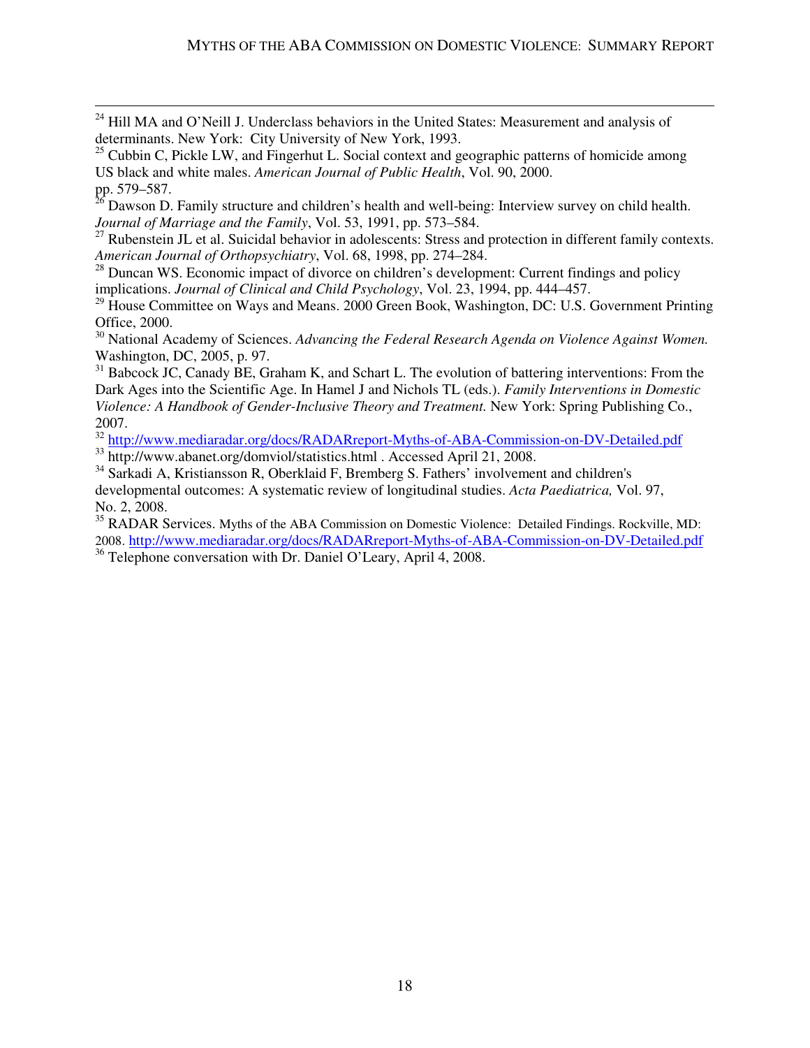[24] Hill MA and O'Neill J. Underclass behaviors in the United States: Measurement and analysis of determinants. New York: City University of New York, 1993.

[25] Cubbin C, Pickle LW, and Fingerhut L. Social context and geographic patterns of homicide among US black and white males. *American Journal of Public Health*, Vol. 90, 2000. pp. 579–587.

[26] Dawson D. Family structure and children's health and well-being: Interview survey on child health. *Journal of Marriage and the Family*, Vol. 53, 1991, pp. 573–584.

[27] Rubenstein JL et al. Suicidal behavior in adolescents: Stress and protection in different family contexts. *American Journal of Orthopsychiatry*, Vol. 68, 1998, pp. 274–284.

[28] Duncan WS. Economic impact of divorce on children's development: Current findings and policy implications. *Journal of Clinical and Child Psychology*, Vol. 23, 1994, pp. 444–457.

[29] House Committee on Ways and Means. 2000 Green Book, Washington, DC: U.S. Government Printing Office, 2000.

[30] National Academy of Sciences. *Advancing the Federal Research Agenda on Violence Against Women.* Washington, DC, 2005, p. 97.

[31] Babcock JC, Canady BE, Graham K, and Schart L. The evolution of battering interventions: From the Dark Ages into the Scientific Age. In Hamel J and Nichols TL (eds.). *Family Interventions in Domestic Violence: A Handbook of Gender-Inclusive Theory and Treatment.* New York: Spring Publishing Co., 2007.

[32] http://www.mediaradar.org/docs/RADARreport-Myths-of-ABA-Commission-on-DV-Detailed.pdf

[33] http://www.abanet.org/domviol/statistics.html . Accessed April 21, 2008.

[34] Sarkadi A, Kristiansson R, Oberklaid F, Bremberg S. Fathers' involvement and children's developmental outcomes: A systematic review of longitudinal studies. *Acta Paediatrica,* Vol. 97, No. 2, 2008.

[35] RADAR Services. Myths of the ABA Commission on Domestic Violence: Detailed Findings. Rockville, MD: 2008. http://www.mediaradar.org/docs/RADARreport-Myths-of-ABA-Commission-on-DV-Detailed.pdf

[36] Telephone conversation with Dr. Daniel O'Leary, April 4, 2008.